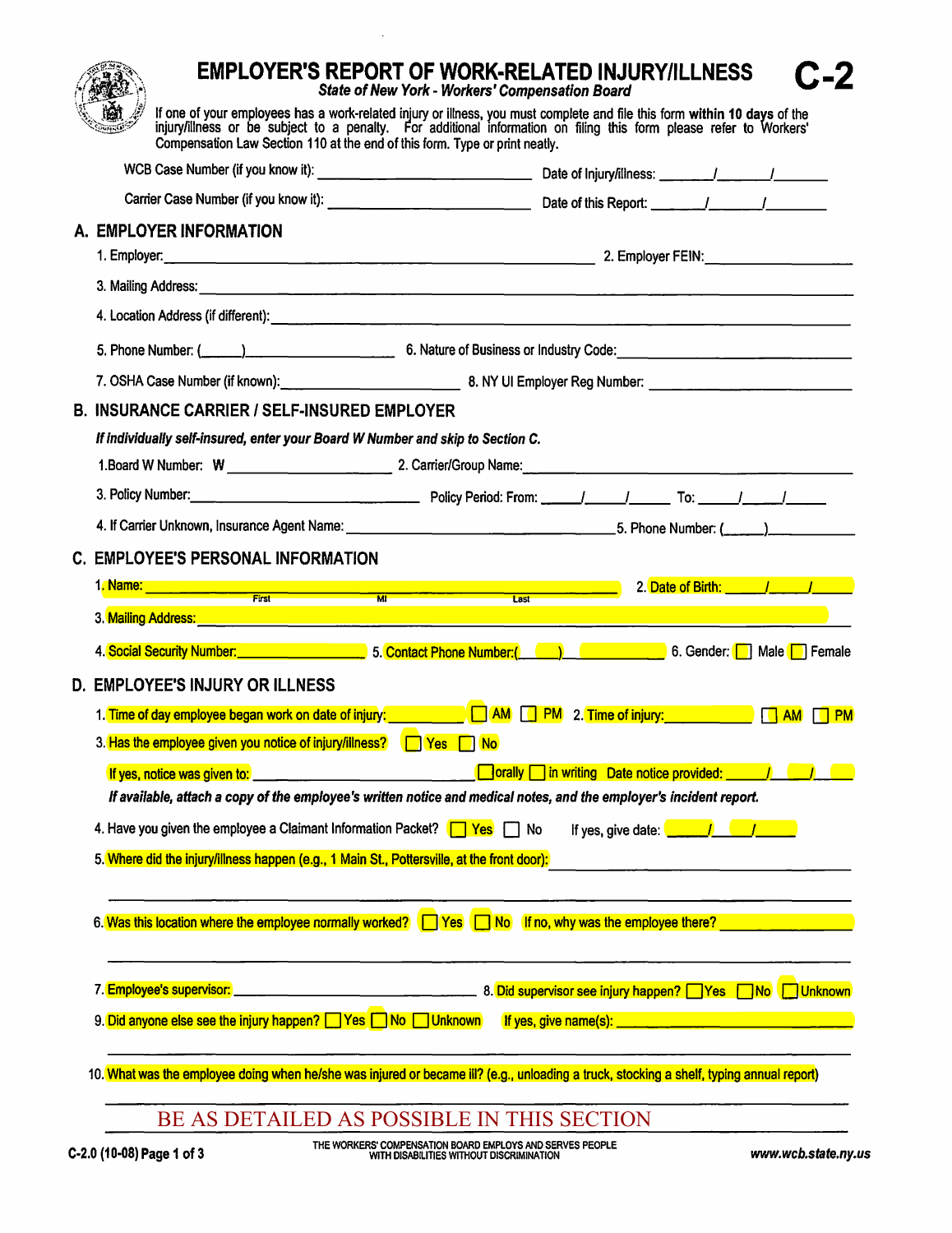# EMPLOYER'S REPORT OF WORK-RELATED INJURY/ILLNESS **C-2**

***State of New York - Workers' Compensation Board***

If one of your employees has a work-related injury or illness, you must complete and file this form **within 10 days** of the injury/illness or be subject to a penalty. For additional information on filing this form please refer to Workers' Compensation Law Section 110 at the end of this form. Type or print neatly.

WCB Case Number (if you know it): ____________________ Date of Injury/Illness: ____/____/____

Carrier Case Number (if you know it): ____________________ Date of this Report: ____/____/____

## A. EMPLOYER INFORMATION

1. Employer: ____________________ 2. Employer FEIN: ____________________

3. Mailing Address: ____________________

4. Location Address (if different): ____________________

5. Phone Number: (____) ____________ 6. Nature of Business or Industry Code: ____________________

7. OSHA Case Number (if known): ____________ 8. NY UI Employer Reg Number: ____________

## B. INSURANCE CARRIER / SELF-INSURED EMPLOYER

***If individually self-insured, enter your Board W Number and skip to Section C.***

1. Board W Number: W ____________ 2. Carrier/Group Name: ____________________

3. Policy Number: ____________ Policy Period: From: ____/____/____ To: ____/____/____

4. If Carrier Unknown, Insurance Agent Name: ____________________ 5. Phone Number: (____) ____________

## C. EMPLOYEE'S PERSONAL INFORMATION

1. Name: ____________________ (First / MI / Last) 2. Date of Birth: ____/____/____

3. Mailing Address: ____________________

4. Social Security Number: ____________ 5. Contact Phone Number: (____) ____________ 6. Gender: ☐ Male ☐ Female

## D. EMPLOYEE'S INJURY OR ILLNESS

1. Time of day employee began work on date of injury: ________ ☐ AM ☐ PM 2. Time of injury: ________ ☐ AM ☐ PM

3. Has the employee given you notice of injury/illness? ☐ Yes ☐ No

   If yes, notice was given to: ____________________ ☐ orally ☐ in writing Date notice provided: ____/____/____

   ***If available, attach a copy of the employee's written notice and medical notes, and the employer's incident report.***

4. Have you given the employee a Claimant Information Packet? ☐ Yes ☐ No If yes, give date: ____/____/____

5. Where did the injury/illness happen (e.g., 1 Main St., Pottersville, at the front door): ____________________

6. Was this location where the employee normally worked? ☐ Yes ☐ No If no, why was the employee there? ____________________

7. Employee's supervisor: ____________________ 8. Did supervisor see injury happen? ☐ Yes ☐ No ☐ Unknown

9. Did anyone else see the injury happen? ☐ Yes ☐ No ☐ Unknown If yes, give name(s): ____________________

10. What was the employee doing when he/she was injured or became ill? (e.g., unloading a truck, stocking a shelf, typing annual report)

BE AS DETAILED AS POSSIBLE IN THIS SECTION

C-2.0 (10-08)

THE WORKERS' COMPENSATION BOARD EMPLOYS AND SERVES PEOPLE WITH DISABILITIES WITHOUT DISCRIMINATION

www.wcb.state.ny.us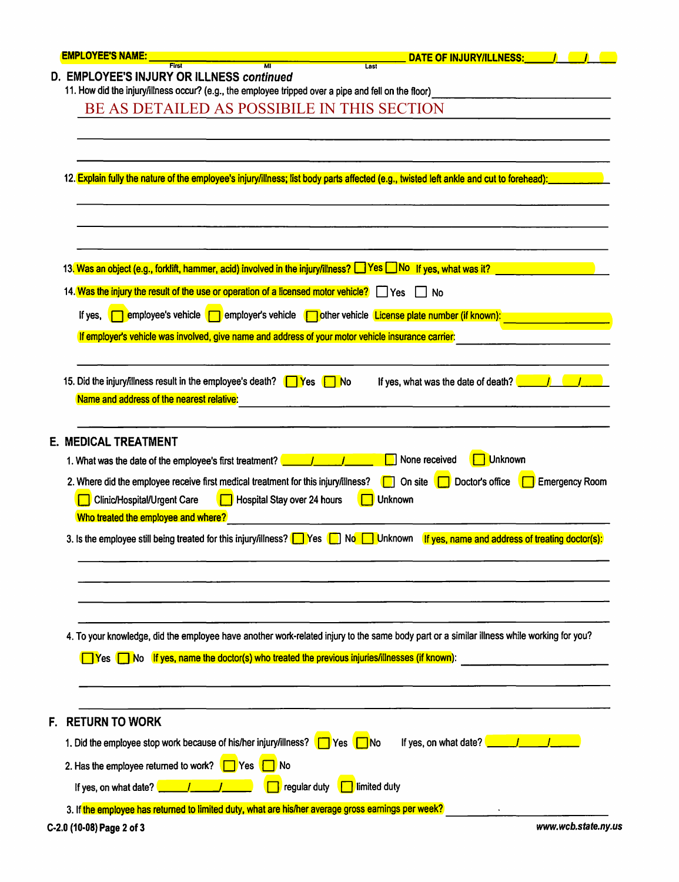**EMPLOYEE'S NAME:** ______________________________ **DATE OF INJURY/ILLNESS:** ____/____/____
First MI Last

## D. EMPLOYEE'S INJURY OR ILLNESS *continued*

11. How did the injury/illness occur? (e.g., the employee tripped over a pipe and fell on the floor) ______________________________

BE AS DETAILED AS POSSIBILE IN THIS SECTION

______________________________

______________________________

12. Explain fully the nature of the employee's injury/illness; list body parts affected (e.g., twisted left ankle and cut to forehead): ______________________________

______________________________

______________________________

______________________________

13. Was an object (e.g., forklift, hammer, acid) involved in the injury/illness? ☐ Yes ☐ No If yes, what was it? ______________________________

14. Was the injury the result of the use or operation of a licensed motor vehicle? ☐ Yes ☐ No

If yes, ☐ employee's vehicle ☐ employer's vehicle ☐ other vehicle License plate number (if known): ______________________________

If employer's vehicle was involved, give name and address of your motor vehicle insurance carrier: ______________________________

______________________________

15. Did the injury/illness result in the employee's death? ☐ Yes ☐ No If yes, what was the date of death? ____/____/____

Name and address of the nearest relative: ______________________________

______________________________

## E. MEDICAL TREATMENT

1. What was the date of the employee's first treatment? ____/____/____ ☐ None received ☐ Unknown

2. Where did the employee receive first medical treatment for this injury/illness? ☐ On site ☐ Doctor's office ☐ Emergency Room ☐ Clinic/Hospital/Urgent Care ☐ Hospital Stay over 24 hours ☐ Unknown

Who treated the employee and where? ______________________________

3. Is the employee still being treated for this injury/illness? ☐ Yes ☐ No ☐ Unknown If yes, name and address of treating doctor(s):

______________________________

______________________________

______________________________

______________________________

4. To your knowledge, did the employee have another work-related injury to the same body part or a similar illness while working for you?

☐ Yes ☐ No If yes, name the doctor(s) who treated the previous injuries/illnesses (if known): ______________________________

______________________________

______________________________

## F. RETURN TO WORK

1. Did the employee stop work because of his/her injury/illness? ☐ Yes ☐ No If yes, on what date? ____/____/____

2. Has the employee returned to work? ☐ Yes ☐ No

If yes, on what date? ____/____/____ ☐ regular duty ☐ limited duty

3. If the employee has returned to limited duty, what are his/her average gross earnings per week? ______________________________

C-2.0 (10-08)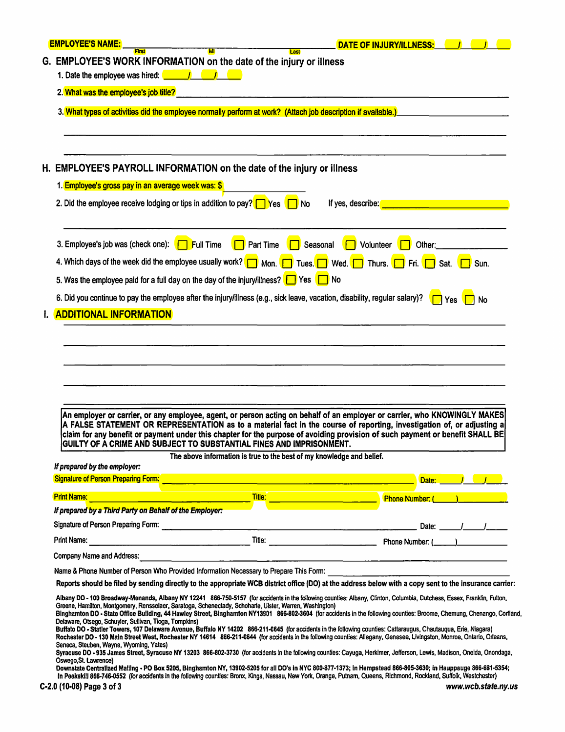**EMPLOYEE'S NAME:** ______________________________ First MI Last **DATE OF INJURY/ILLNESS:** ___/___/___

## G. EMPLOYEE'S WORK INFORMATION on the date of the injury or illness

1. Date the employee was hired: ___/___/___
2. What was the employee's job title? ______________________________
3. What types of activities did the employee normally perform at work? (Attach job description if available.) ______________________________

______________________________

______________________________

## H. EMPLOYEE'S PAYROLL INFORMATION on the date of the injury or illness

1. Employee's gross pay in an average week was: $ ______________
2. Did the employee receive lodging or tips in addition to pay? ☐ Yes ☐ No If yes, describe: ______________________________

   ______________________________
3. Employee's job was (check one): ☐ Full Time ☐ Part Time ☐ Seasonal ☐ Volunteer ☐ Other: ______________
4. Which days of the week did the employee usually work? ☐ Mon. ☐ Tues. ☐ Wed. ☐ Thurs. ☐ Fri. ☐ Sat. ☐ Sun.
5. Was the employee paid for a full day on the day of the injury/illness? ☐ Yes ☐ No
6. Did you continue to pay the employee after the injury/illness (e.g., sick leave, vacation, disability, regular salary)? ☐ Yes ☐ No

## I. ADDITIONAL INFORMATION

______________________________

______________________________

______________________________

______________________________

**An employer or carrier, or any employee, agent, or person acting on behalf of an employer or carrier, who KNOWINGLY MAKES A FALSE STATEMENT OR REPRESENTATION as to a material fact in the course of reporting, investigation of, or adjusting a claim for any benefit or payment under this chapter for the purpose of avoiding provision of such payment or benefit SHALL BE GUILTY OF A CRIME AND SUBJECT TO SUBSTANTIAL FINES AND IMPRISONMENT.**

**The above information is true to the best of my knowledge and belief.**

*If prepared by the employer:*

Signature of Person Preparing Form: ______________________________ Date: ___/___/___

Print Name: ______________________ Title: ______________________ Phone Number: (____)__________

*If prepared by a Third Party on Behalf of the Employer:*

Signature of Person Preparing Form: ______________________________ Date: ___/___/___

Print Name: ______________________ Title: ______________________ Phone Number: (____)__________

Company Name and Address: ______________________________

Name & Phone Number of Person Who Provided Information Necessary to Prepare This Form: ______________________________

**Reports should be filed by sending directly to the appropriate WCB district office (DO) at the address below with a copy sent to the insurance carrier:**

**Albany DO - 100 Broadway-Menands, Albany NY 12241 866-750-5157** (for accidents in the following counties: Albany, Clinton, Columbia, Dutchess, Essex, Franklin, Fulton, Greene, Hamilton, Montgomery, Rensselaer, Saratoga, Schenectady, Schoharie, Ulster, Warren, Washington)
**Binghamton DO - State Office Building, 44 Hawley Street, Binghamton NY13901 866-802-3604** (for accidents in the following counties: Broome, Chemung, Chenango, Cortland, Delaware, Otsego, Schuyler, Sullivan, Tioga, Tompkins)
**Buffalo DO - Statler Towers, 107 Delaware Avenue, Buffalo NY 14202 866-211-0645** (for accidents in the following counties: Cattaraugus, Chautauqua, Erie, Niagara)
**Rochester DO - 130 Main Street West, Rochester NY 14614 866-211-0644** (for accidents in the following counties: Allegany, Genesee, Livingston, Monroe, Ontario, Orleans, Seneca, Steuben, Wayne, Wyoming, Yates)
**Syracuse DO - 935 James Street, Syracuse NY 13203 866-802-3730** (for accidents in the following counties: Cayuga, Herkimer, Jefferson, Lewis, Madison, Oneida, Onondaga, Oswego,St. Lawrence)
**Downstate Centralized Mailing - PO Box 5205, Binghamton NY, 13902-5205 for all DO's in NYC 800-877-1373; in Hempstead 866-805-3630; in Hauppauge 866-681-5354; In Peekskill 866-746-0552** (for accidents in the following counties: Bronx, Kings, Nassau, New York, Orange, Putnam, Queens, Richmond, Rockland, Suffolk, Westchester)

**C-2.0 (10-08)** *www.wcb.state.ny.us*